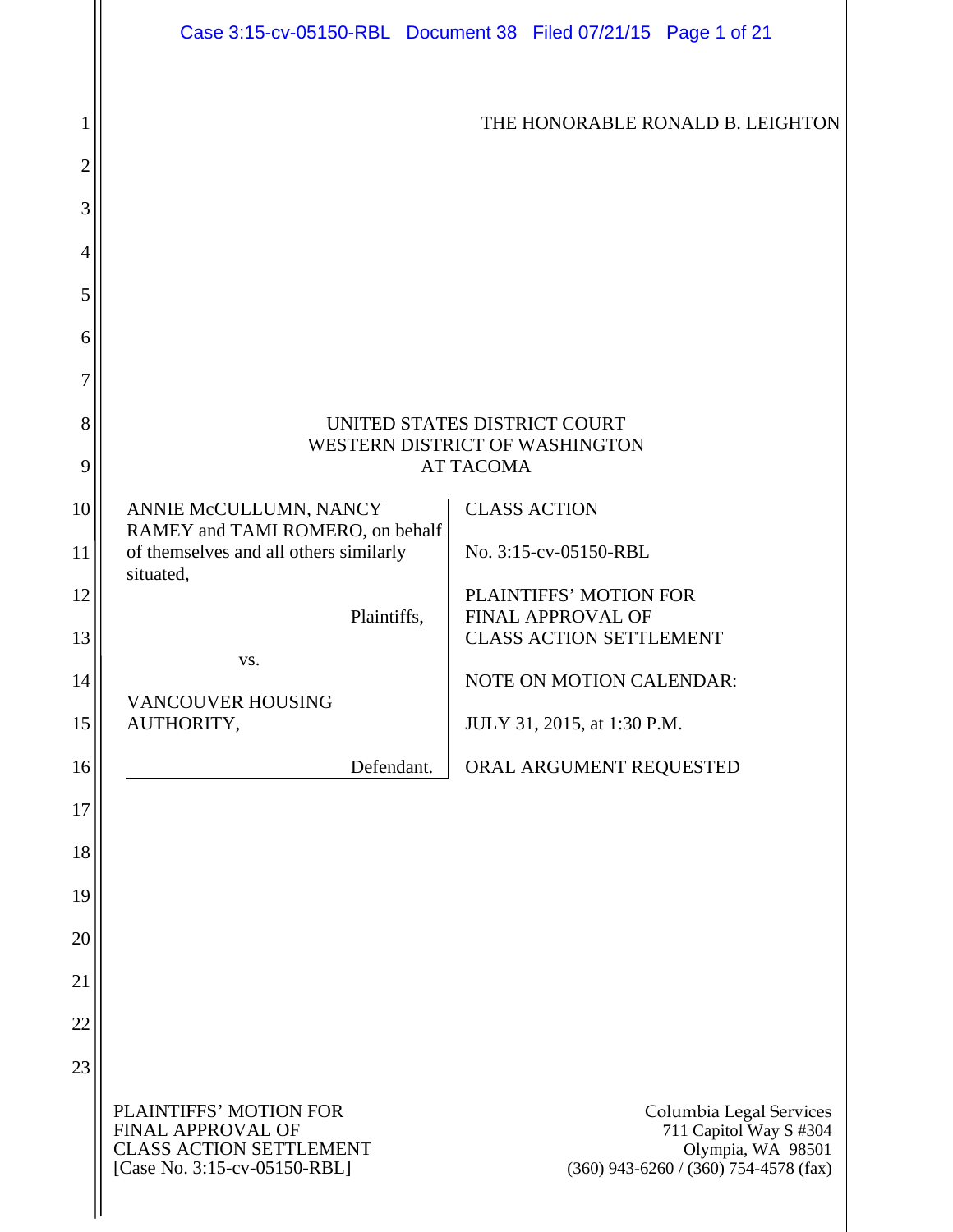THE HONORABLE RONALD B. LEIGHTON

UNITED STATES DISTRICT COURT
WESTERN DISTRICT OF WASHINGTON
AT TACOMA

| | |
|---|---|
| ANNIE McCULLUMN, NANCY RAMEY and TAMI ROMERO, on behalf of themselves and all others similarly situated,<br><br>Plaintiffs,<br><br>vs.<br><br>VANCOUVER HOUSING AUTHORITY,<br><br>Defendant. | CLASS ACTION<br><br>No. 3:15-cv-05150-RBL<br><br>PLAINTIFFS' MOTION FOR FINAL APPROVAL OF CLASS ACTION SETTLEMENT<br><br>NOTE ON MOTION CALENDAR:<br><br>JULY 31, 2015, at 1:30 P.M.<br><br>ORAL ARGUMENT REQUESTED |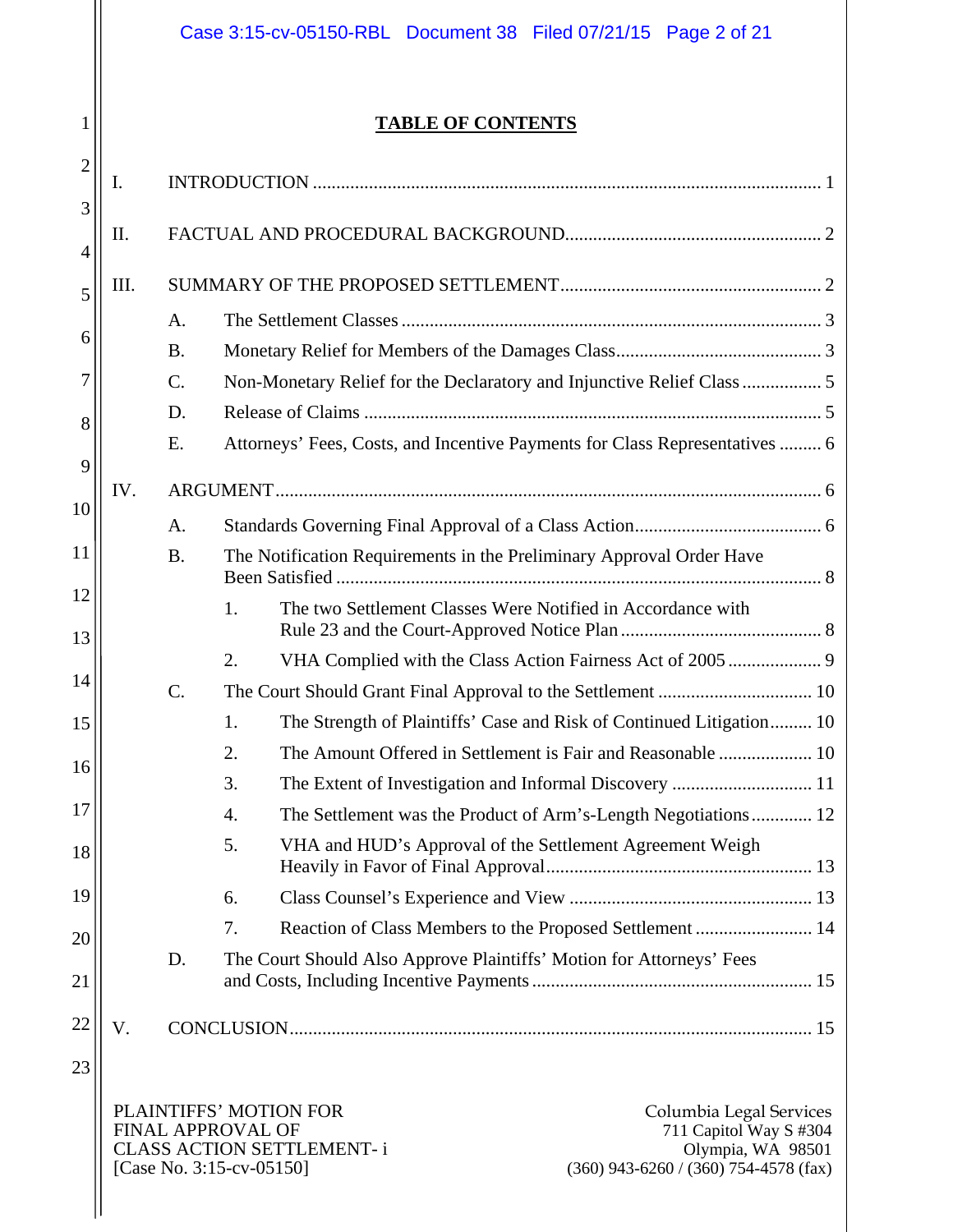# TABLE OF CONTENTS

I. INTRODUCTION ........................................................................................................ 1

II. FACTUAL AND PROCEDURAL BACKGROUND........................................................ 2

III. SUMMARY OF THE PROPOSED SETTLEMENT........................................................ 2

- A. The Settlement Classes ........................................................................................ 3
- B. Monetary Relief for Members of the Damages Class............................................ 3
- C. Non-Monetary Relief for the Declaratory and Injunctive Relief Class ................. 5
- D. Release of Claims ................................................................................................. 5
- E. Attorneys' Fees, Costs, and Incentive Payments for Class Representatives ......... 6

IV. ARGUMENT.................................................................................................................. 6

- A. Standards Governing Final Approval of a Class Action........................................ 6
- B. The Notification Requirements in the Preliminary Approval Order Have Been Satisfied ........................................................................................................ 8
  - 1. The two Settlement Classes Were Notified in Accordance with Rule 23 and the Court-Approved Notice Plan ........................................... 8
  - 2. VHA Complied with the Class Action Fairness Act of 2005 .................... 9
- C. The Court Should Grant Final Approval to the Settlement ................................. 10
  - 1. The Strength of Plaintiffs' Case and Risk of Continued Litigation......... 10
  - 2. The Amount Offered in Settlement is Fair and Reasonable .................... 10
  - 3. The Extent of Investigation and Informal Discovery ............................. 11
  - 4. The Settlement was the Product of Arm's-Length Negotiations............. 12
  - 5. VHA and HUD's Approval of the Settlement Agreement Weigh Heavily in Favor of Final Approval......................................................... 13
  - 6. Class Counsel's Experience and View .................................................... 13
  - 7. Reaction of Class Members to the Proposed Settlement ......................... 14
- D. The Court Should Also Approve Plaintiffs' Motion for Attorneys' Fees and Costs, Including Incentive Payments ........................................................... 15

V. CONCLUSION............................................................................................................... 15

PLAINTIFFS' MOTION FOR FINAL APPROVAL OF CLASS ACTION SETTLEMENT- i
[Case No. 3:15-cv-05150]

Columbia Legal Services
711 Capitol Way S #304
Olympia, WA 98501
(360) 943-6260 / (360) 754-4578 (fax)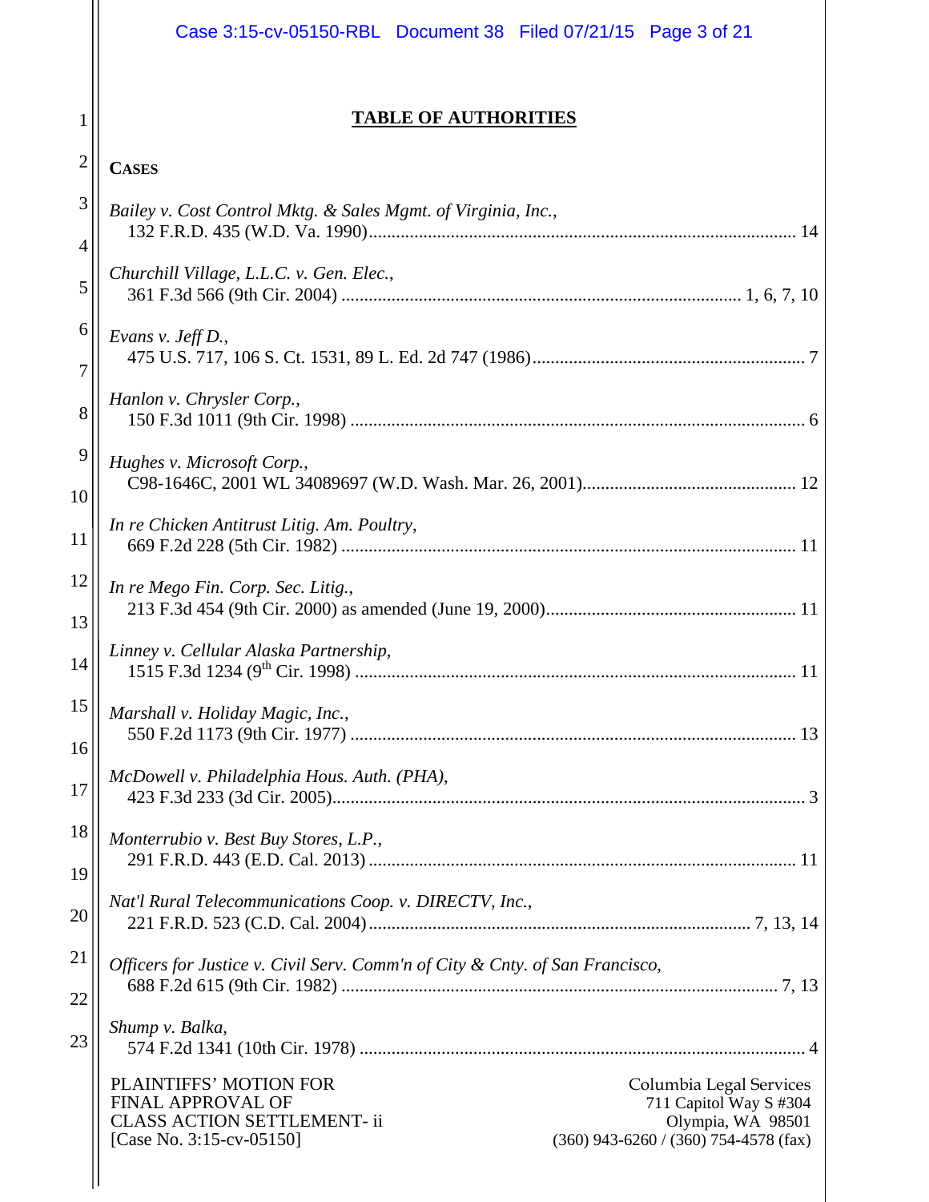# TABLE OF AUTHORITIES

**CASES**

*Bailey v. Cost Control Mktg. & Sales Mgmt. of Virginia, Inc.*,
132 F.R.D. 435 (W.D. Va. 1990)............................................................................................. 14

*Churchill Village, L.L.C. v. Gen. Elec.*,
361 F.3d 566 (9th Cir. 2004) ...................................................................................... 1, 6, 7, 10

*Evans v. Jeff D.*,
475 U.S. 717, 106 S. Ct. 1531, 89 L. Ed. 2d 747 (1986)............................................................ 7

*Hanlon v. Chrysler Corp.*,
150 F.3d 1011 (9th Cir. 1998) ................................................................................................... 6

*Hughes v. Microsoft Corp.*,
C98-1646C, 2001 WL 34089697 (W.D. Wash. Mar. 26, 2001)............................................... 12

*In re Chicken Antitrust Litig. Am. Poultry*,
669 F.2d 228 (5th Cir. 1982) ................................................................................................... 11

*In re Mego Fin. Corp. Sec. Litig.*,
213 F.3d 454 (9th Cir. 2000) as amended (June 19, 2000)...................................................... 11

*Linney v. Cellular Alaska Partnership*,
1515 F.3d 1234 (9th Cir. 1998) ................................................................................................ 11

*Marshall v. Holiday Magic, Inc.*,
550 F.2d 1173 (9th Cir. 1977) ................................................................................................. 13

*McDowell v. Philadelphia Hous. Auth. (PHA)*,
423 F.3d 233 (3d Cir. 2005)....................................................................................................... 3

*Monterrubio v. Best Buy Stores, L.P.*,
291 F.R.D. 443 (E.D. Cal. 2013) ............................................................................................. 11

*Nat'l Rural Telecommunications Coop. v. DIRECTV, Inc.*,
221 F.R.D. 523 (C.D. Cal. 2004).................................................................................. 7, 13, 14

*Officers for Justice v. Civil Serv. Comm'n of City & Cnty. of San Francisco*,
688 F.2d 615 (9th Cir. 1982) ............................................................................................... 7, 13

*Shump v. Balka*,
574 F.2d 1341 (10th Cir. 1978) ................................................................................................. 4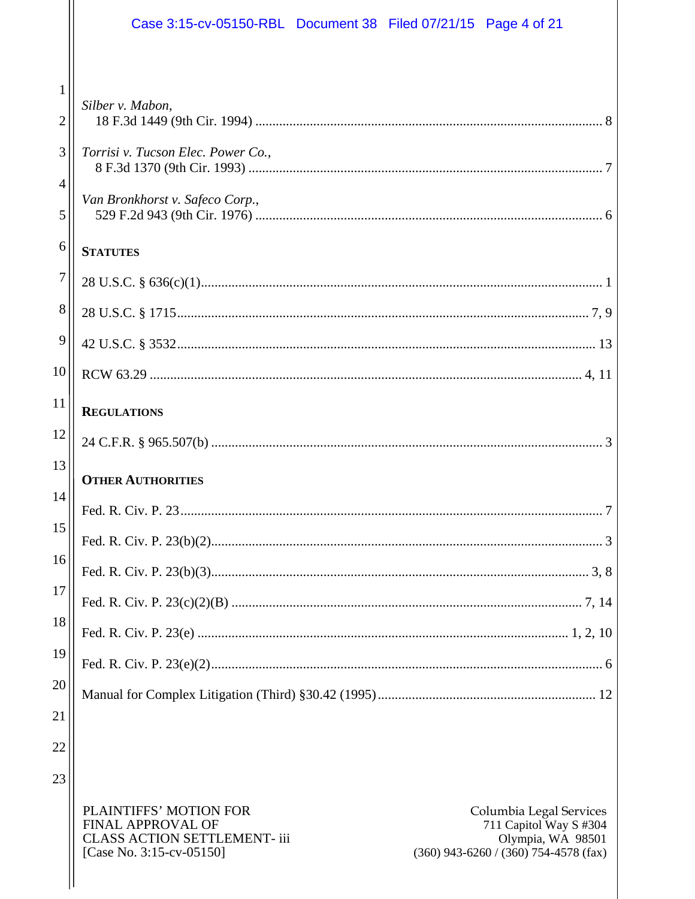*Silber v. Mabon*,
18 F.3d 1449 (9th Cir. 1994) ..................................................................................................... 8

*Torrisi v. Tucson Elec. Power Co.*,
8 F.3d 1370 (9th Cir. 1993) ....................................................................................................... 7

*Van Bronkhorst v. Safeco Corp.*,
529 F.2d 943 (9th Cir. 1976) ..................................................................................................... 6

**STATUTES**

28 U.S.C. § 636(c)(1)..................................................................................................................... 1

28 U.S.C. § 1715...................................................................................................................... 7, 9

42 U.S.C. § 3532......................................................................................................................... 13

RCW 63.29 ............................................................................................................................. 4, 11

**REGULATIONS**

24 C.F.R. § 965.507(b) ................................................................................................................. 3

**OTHER AUTHORITIES**

Fed. R. Civ. P. 23.......................................................................................................................... 7

Fed. R. Civ. P. 23(b)(2).................................................................................................................. 3

Fed. R. Civ. P. 23(b)(3)............................................................................................................. 3, 8

Fed. R. Civ. P. 23(c)(2)(B) ...................................................................................................... 7, 14

Fed. R. Civ. P. 23(e) ........................................................................................................... 1, 2, 10

Fed. R. Civ. P. 23(e)(2).................................................................................................................. 6

Manual for Complex Litigation (Third) §30.42 (1995) ............................................................... 12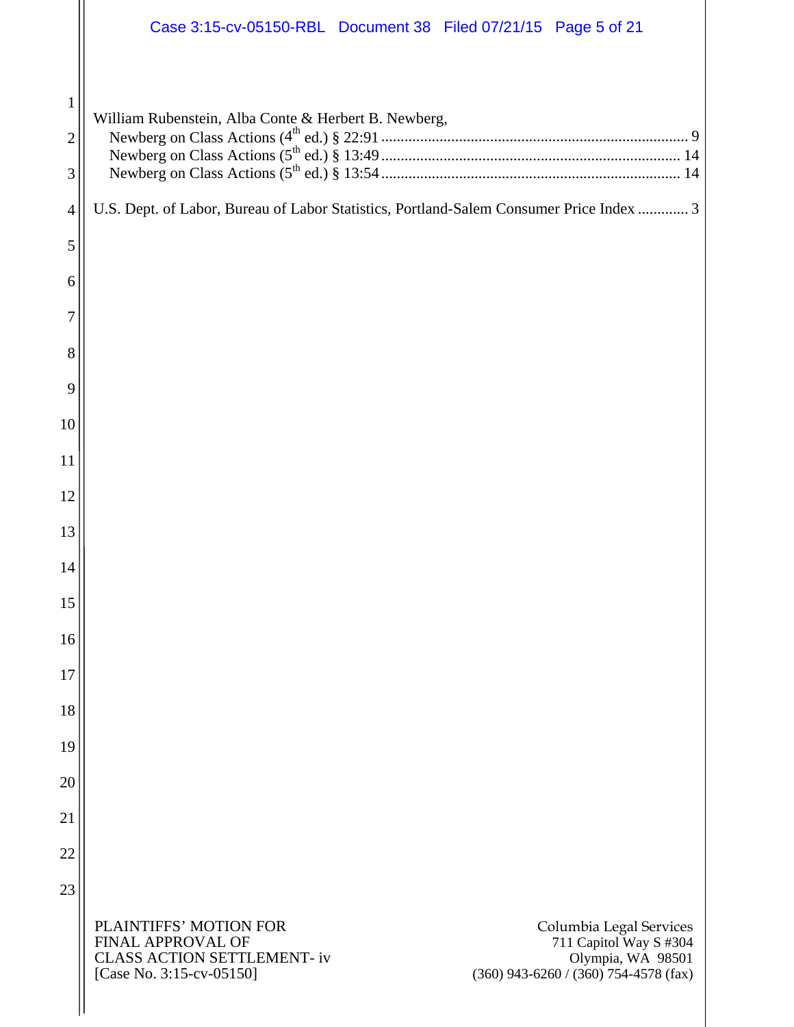William Rubenstein, Alba Conte & Herbert B. Newberg,

Newberg on Class Actions (4th ed.) § 22:91 .............................................................................. 9

Newberg on Class Actions (5th ed.) § 13:49 ............................................................................ 14

Newberg on Class Actions (5th ed.) § 13:54 ............................................................................ 14

U.S. Dept. of Labor, Bureau of Labor Statistics, Portland-Salem Consumer Price Index ............. 3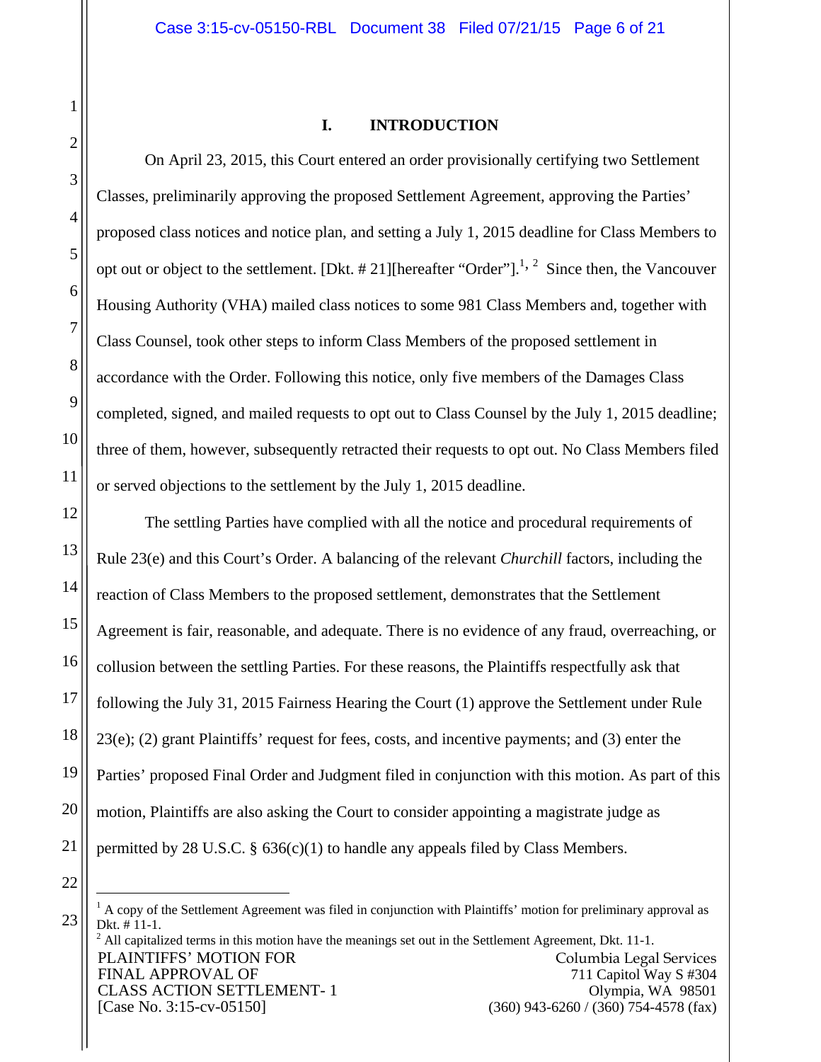## I. INTRODUCTION

On April 23, 2015, this Court entered an order provisionally certifying two Settlement Classes, preliminarily approving the proposed Settlement Agreement, approving the Parties' proposed class notices and notice plan, and setting a July 1, 2015 deadline for Class Members to opt out or object to the settlement. [Dkt. # 21][hereafter "Order"].[1, 2] Since then, the Vancouver Housing Authority (VHA) mailed class notices to some 981 Class Members and, together with Class Counsel, took other steps to inform Class Members of the proposed settlement in accordance with the Order. Following this notice, only five members of the Damages Class completed, signed, and mailed requests to opt out to Class Counsel by the July 1, 2015 deadline; three of them, however, subsequently retracted their requests to opt out. No Class Members filed or served objections to the settlement by the July 1, 2015 deadline.

The settling Parties have complied with all the notice and procedural requirements of Rule 23(e) and this Court's Order. A balancing of the relevant *Churchill* factors, including the reaction of Class Members to the proposed settlement, demonstrates that the Settlement Agreement is fair, reasonable, and adequate. There is no evidence of any fraud, overreaching, or collusion between the settling Parties. For these reasons, the Plaintiffs respectfully ask that following the July 31, 2015 Fairness Hearing the Court (1) approve the Settlement under Rule 23(e); (2) grant Plaintiffs' request for fees, costs, and incentive payments; and (3) enter the Parties' proposed Final Order and Judgment filed in conjunction with this motion. As part of this motion, Plaintiffs are also asking the Court to consider appointing a magistrate judge as permitted by 28 U.S.C. § 636(c)(1) to handle any appeals filed by Class Members.

---

[1] A copy of the Settlement Agreement was filed in conjunction with Plaintiffs' motion for preliminary approval as Dkt. # 11-1.

[2] All capitalized terms in this motion have the meanings set out in the Settlement Agreement, Dkt. 11-1.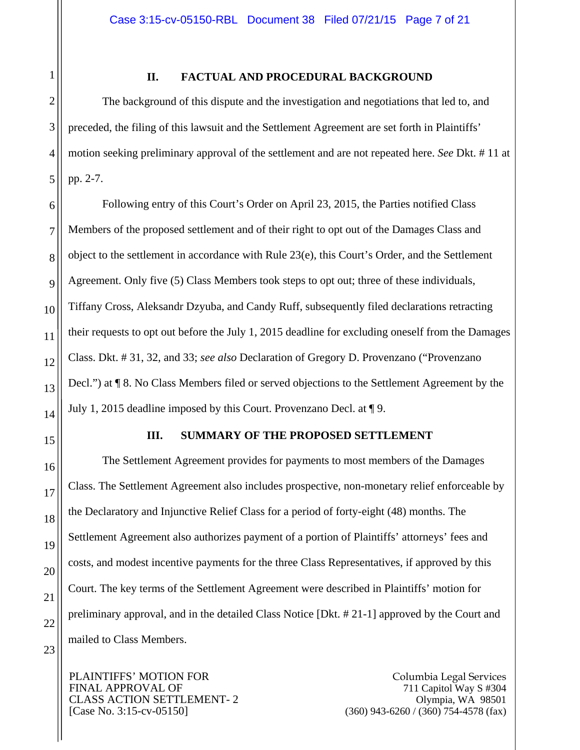## II. FACTUAL AND PROCEDURAL BACKGROUND

The background of this dispute and the investigation and negotiations that led to, and preceded, the filing of this lawsuit and the Settlement Agreement are set forth in Plaintiffs' motion seeking preliminary approval of the settlement and are not repeated here. *See* Dkt. # 11 at pp. 2-7.

Following entry of this Court's Order on April 23, 2015, the Parties notified Class Members of the proposed settlement and of their right to opt out of the Damages Class and object to the settlement in accordance with Rule 23(e), this Court's Order, and the Settlement Agreement. Only five (5) Class Members took steps to opt out; three of these individuals, Tiffany Cross, Aleksandr Dzyuba, and Candy Ruff, subsequently filed declarations retracting their requests to opt out before the July 1, 2015 deadline for excluding oneself from the Damages Class. Dkt. # 31, 32, and 33; *see also* Declaration of Gregory D. Provenzano ("Provenzano Decl.") at ¶ 8. No Class Members filed or served objections to the Settlement Agreement by the July 1, 2015 deadline imposed by this Court. Provenzano Decl. at ¶ 9.

## III. SUMMARY OF THE PROPOSED SETTLEMENT

The Settlement Agreement provides for payments to most members of the Damages Class. The Settlement Agreement also includes prospective, non-monetary relief enforceable by the Declaratory and Injunctive Relief Class for a period of forty-eight (48) months. The Settlement Agreement also authorizes payment of a portion of Plaintiffs' attorneys' fees and costs, and modest incentive payments for the three Class Representatives, if approved by this Court. The key terms of the Settlement Agreement were described in Plaintiffs' motion for preliminary approval, and in the detailed Class Notice [Dkt. # 21-1] approved by the Court and mailed to Class Members.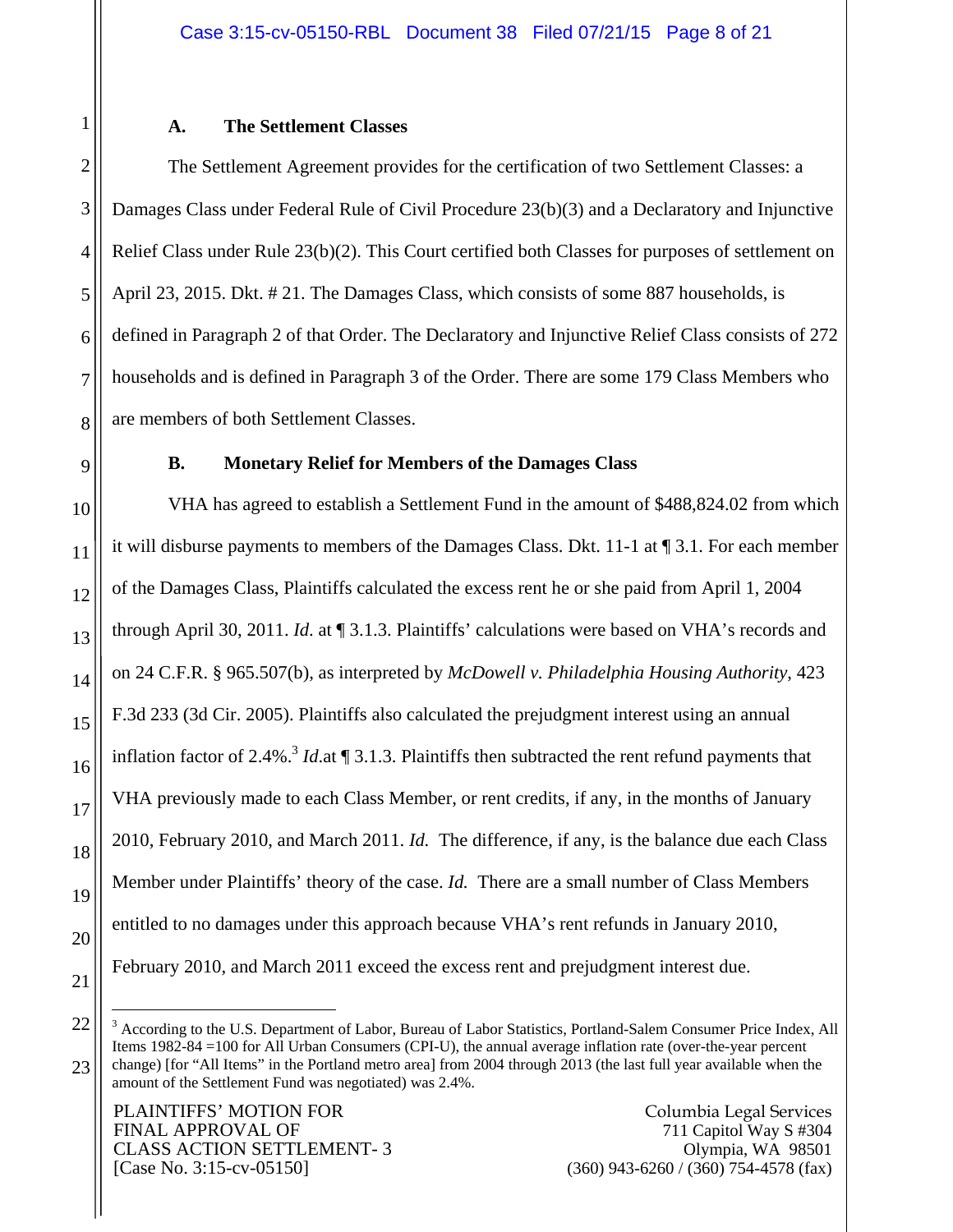### A. The Settlement Classes

The Settlement Agreement provides for the certification of two Settlement Classes: a Damages Class under Federal Rule of Civil Procedure 23(b)(3) and a Declaratory and Injunctive Relief Class under Rule 23(b)(2). This Court certified both Classes for purposes of settlement on April 23, 2015. Dkt. # 21. The Damages Class, which consists of some 887 households, is defined in Paragraph 2 of that Order. The Declaratory and Injunctive Relief Class consists of 272 households and is defined in Paragraph 3 of the Order. There are some 179 Class Members who are members of both Settlement Classes.

### B. Monetary Relief for Members of the Damages Class

VHA has agreed to establish a Settlement Fund in the amount of $488,824.02 from which it will disburse payments to members of the Damages Class. Dkt. 11-1 at ¶ 3.1. For each member of the Damages Class, Plaintiffs calculated the excess rent he or she paid from April 1, 2004 through April 30, 2011. *Id.* at ¶ 3.1.3. Plaintiffs' calculations were based on VHA's records and on 24 C.F.R. § 965.507(b), as interpreted by *McDowell v. Philadelphia Housing Authority*, 423 F.3d 233 (3d Cir. 2005). Plaintiffs also calculated the prejudgment interest using an annual inflation factor of 2.4%.[3] *Id.*at ¶ 3.1.3. Plaintiffs then subtracted the rent refund payments that VHA previously made to each Class Member, or rent credits, if any, in the months of January 2010, February 2010, and March 2011. *Id.* The difference, if any, is the balance due each Class Member under Plaintiffs' theory of the case. *Id.* There are a small number of Class Members entitled to no damages under this approach because VHA's rent refunds in January 2010, February 2010, and March 2011 exceed the excess rent and prejudgment interest due.

---

[3] According to the U.S. Department of Labor, Bureau of Labor Statistics, Portland-Salem Consumer Price Index, All Items 1982-84 =100 for All Urban Consumers (CPI-U), the annual average inflation rate (over-the-year percent change) [for "All Items" in the Portland metro area] from 2004 through 2013 (the last full year available when the amount of the Settlement Fund was negotiated) was 2.4%.

PLAINTIFFS' MOTION FOR FINAL APPROVAL OF CLASS ACTION SETTLEMENT- 3
[Case No. 3:15-cv-05150]

Columbia Legal Services
711 Capitol Way S #304
Olympia, WA 98501
(360) 943-6260 / (360) 754-4578 (fax)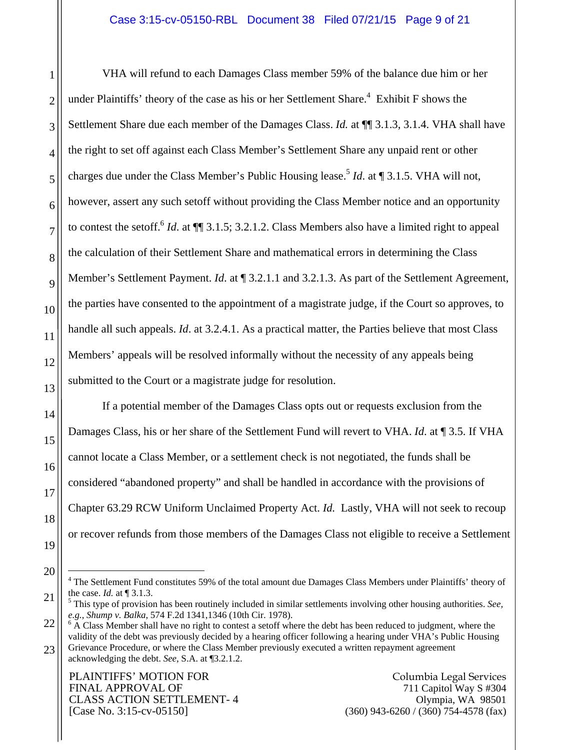VHA will refund to each Damages Class member 59% of the balance due him or her under Plaintiffs' theory of the case as his or her Settlement Share.[4] Exhibit F shows the Settlement Share due each member of the Damages Class. *Id.* at ¶¶ 3.1.3, 3.1.4. VHA shall have the right to set off against each Class Member's Settlement Share any unpaid rent or other charges due under the Class Member's Public Housing lease.[5] *Id.* at ¶ 3.1.5. VHA will not, however, assert any such setoff without providing the Class Member notice and an opportunity to contest the setoff.[6] *Id.* at ¶¶ 3.1.5; 3.2.1.2. Class Members also have a limited right to appeal the calculation of their Settlement Share and mathematical errors in determining the Class Member's Settlement Payment. *Id*. at ¶ 3.2.1.1 and 3.2.1.3. As part of the Settlement Agreement, the parties have consented to the appointment of a magistrate judge, if the Court so approves, to handle all such appeals. *Id*. at 3.2.4.1. As a practical matter, the Parties believe that most Class Members' appeals will be resolved informally without the necessity of any appeals being submitted to the Court or a magistrate judge for resolution.

If a potential member of the Damages Class opts out or requests exclusion from the Damages Class, his or her share of the Settlement Fund will revert to VHA. *Id.* at ¶ 3.5. If VHA cannot locate a Class Member, or a settlement check is not negotiated, the funds shall be considered "abandoned property" and shall be handled in accordance with the provisions of Chapter 63.29 RCW Uniform Unclaimed Property Act. *Id.* Lastly, VHA will not seek to recoup or recover refunds from those members of the Damages Class not eligible to receive a Settlement

---

[4] The Settlement Fund constitutes 59% of the total amount due Damages Class Members under Plaintiffs' theory of the case. *Id.* at ¶ 3.1.3.

[5] This type of provision has been routinely included in similar settlements involving other housing authorities. *See, e.g.*, *Shump v. Balka*, 574 F.2d 1341,1346 (10th Cir. 1978).

[6] A Class Member shall have no right to contest a setoff where the debt has been reduced to judgment, where the validity of the debt was previously decided by a hearing officer following a hearing under VHA's Public Housing Grievance Procedure, or where the Class Member previously executed a written repayment agreement acknowledging the debt. *See*, S.A. at ¶3.2.1.2.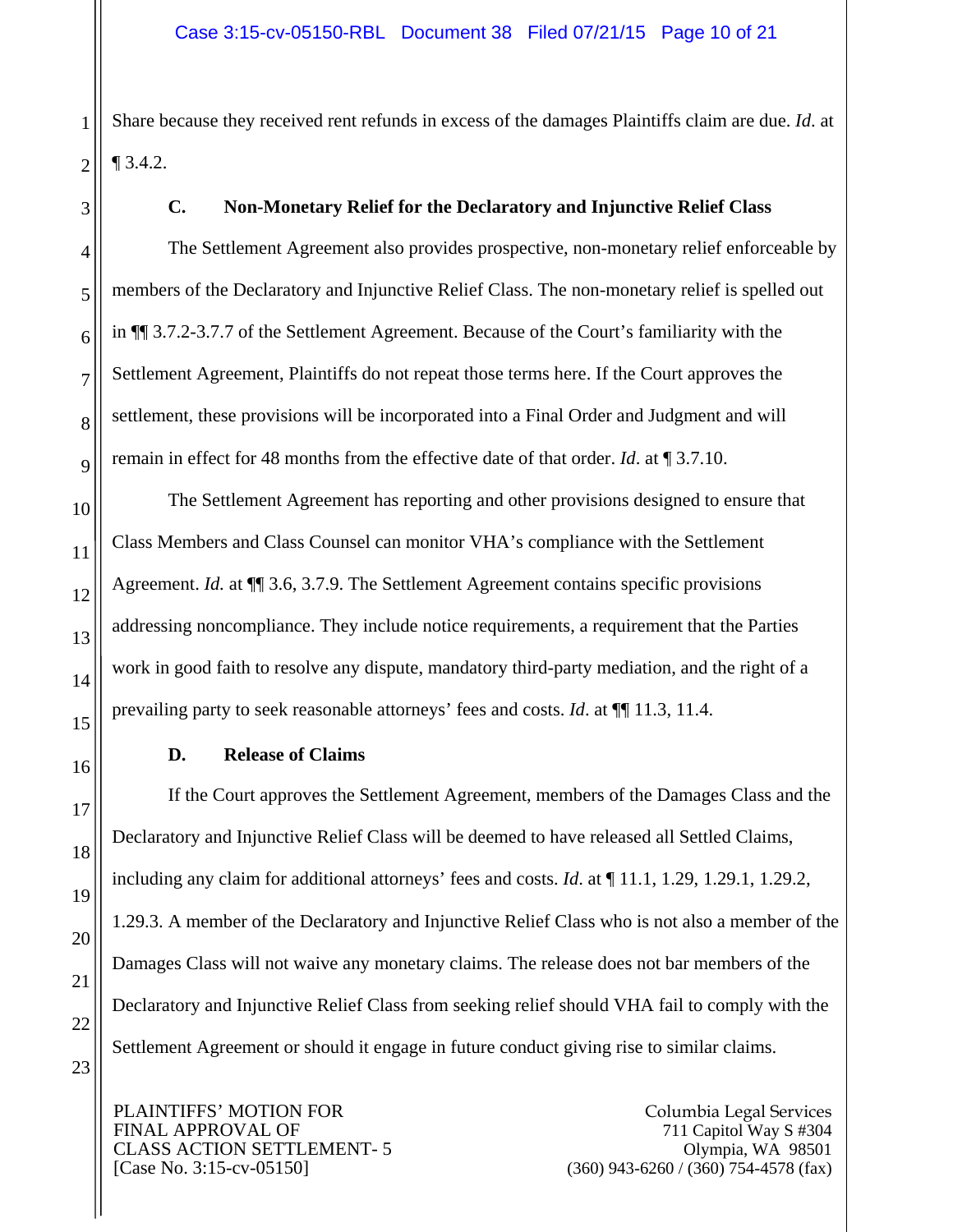Share because they received rent refunds in excess of the damages Plaintiffs claim are due. *Id*. at ¶ 3.4.2.

### C. Non-Monetary Relief for the Declaratory and Injunctive Relief Class

The Settlement Agreement also provides prospective, non-monetary relief enforceable by members of the Declaratory and Injunctive Relief Class. The non-monetary relief is spelled out in ¶¶ 3.7.2-3.7.7 of the Settlement Agreement. Because of the Court's familiarity with the Settlement Agreement, Plaintiffs do not repeat those terms here. If the Court approves the settlement, these provisions will be incorporated into a Final Order and Judgment and will remain in effect for 48 months from the effective date of that order. *Id*. at ¶ 3.7.10.

The Settlement Agreement has reporting and other provisions designed to ensure that Class Members and Class Counsel can monitor VHA's compliance with the Settlement Agreement. *Id.* at ¶¶ 3.6, 3.7.9. The Settlement Agreement contains specific provisions addressing noncompliance. They include notice requirements, a requirement that the Parties work in good faith to resolve any dispute, mandatory third-party mediation, and the right of a prevailing party to seek reasonable attorneys' fees and costs. *Id*. at ¶¶ 11.3, 11.4.

### D. Release of Claims

If the Court approves the Settlement Agreement, members of the Damages Class and the Declaratory and Injunctive Relief Class will be deemed to have released all Settled Claims, including any claim for additional attorneys' fees and costs. *Id.* at ¶ 11.1, 1.29, 1.29.1, 1.29.2, 1.29.3. A member of the Declaratory and Injunctive Relief Class who is not also a member of the Damages Class will not waive any monetary claims. The release does not bar members of the Declaratory and Injunctive Relief Class from seeking relief should VHA fail to comply with the Settlement Agreement or should it engage in future conduct giving rise to similar claims.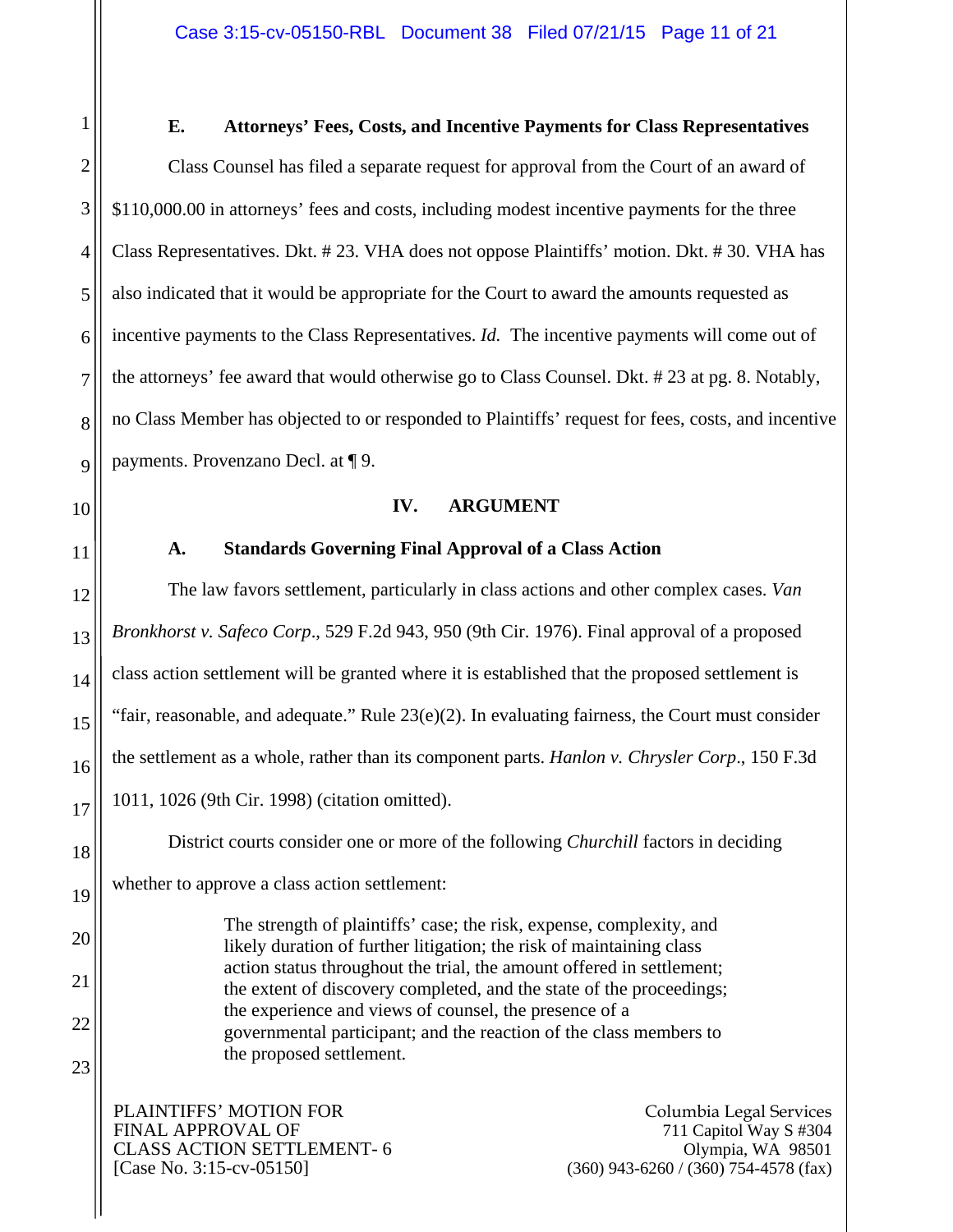### E. Attorneys' Fees, Costs, and Incentive Payments for Class Representatives

Class Counsel has filed a separate request for approval from the Court of an award of $110,000.00 in attorneys' fees and costs, including modest incentive payments for the three Class Representatives. Dkt. # 23. VHA does not oppose Plaintiffs' motion. Dkt. # 30. VHA has also indicated that it would be appropriate for the Court to award the amounts requested as incentive payments to the Class Representatives. *Id.* The incentive payments will come out of the attorneys' fee award that would otherwise go to Class Counsel. Dkt. # 23 at pg. 8. Notably, no Class Member has objected to or responded to Plaintiffs' request for fees, costs, and incentive payments. Provenzano Decl. at ¶ 9.

## IV. ARGUMENT

### A. Standards Governing Final Approval of a Class Action

The law favors settlement, particularly in class actions and other complex cases. *Van Bronkhorst v. Safeco Corp*., 529 F.2d 943, 950 (9th Cir. 1976). Final approval of a proposed class action settlement will be granted where it is established that the proposed settlement is "fair, reasonable, and adequate." Rule 23(e)(2). In evaluating fairness, the Court must consider the settlement as a whole, rather than its component parts. *Hanlon v. Chrysler Corp*., 150 F.3d 1011, 1026 (9th Cir. 1998) (citation omitted).

District courts consider one or more of the following *Churchill* factors in deciding whether to approve a class action settlement:

> The strength of plaintiffs' case; the risk, expense, complexity, and likely duration of further litigation; the risk of maintaining class action status throughout the trial, the amount offered in settlement; the extent of discovery completed, and the state of the proceedings; the experience and views of counsel, the presence of a governmental participant; and the reaction of the class members to the proposed settlement.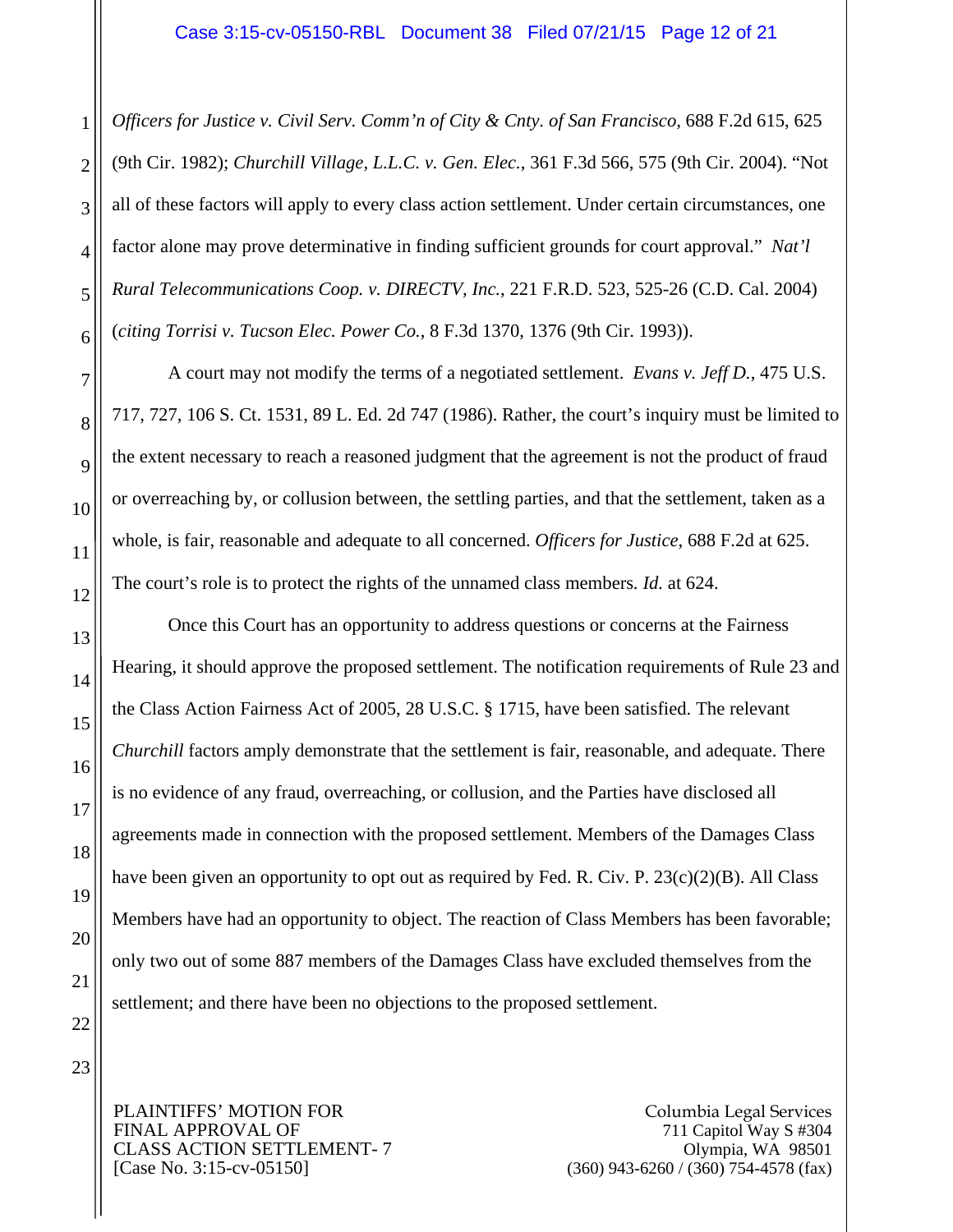*Officers for Justice v. Civil Serv. Comm'n of City & Cnty. of San Francisco*, 688 F.2d 615, 625 (9th Cir. 1982); *Churchill Village, L.L.C. v. Gen. Elec.*, 361 F.3d 566, 575 (9th Cir. 2004). "Not all of these factors will apply to every class action settlement. Under certain circumstances, one factor alone may prove determinative in finding sufficient grounds for court approval." *Nat'l Rural Telecommunications Coop. v. DIRECTV, Inc.*, 221 F.R.D. 523, 525-26 (C.D. Cal. 2004) (*citing Torrisi v. Tucson Elec. Power Co.*, 8 F.3d 1370, 1376 (9th Cir. 1993)).

A court may not modify the terms of a negotiated settlement. *Evans v. Jeff D.*, 475 U.S. 717, 727, 106 S. Ct. 1531, 89 L. Ed. 2d 747 (1986). Rather, the court's inquiry must be limited to the extent necessary to reach a reasoned judgment that the agreement is not the product of fraud or overreaching by, or collusion between, the settling parties, and that the settlement, taken as a whole, is fair, reasonable and adequate to all concerned. *Officers for Justice*, 688 F.2d at 625. The court's role is to protect the rights of the unnamed class members. *Id.* at 624.

Once this Court has an opportunity to address questions or concerns at the Fairness Hearing, it should approve the proposed settlement. The notification requirements of Rule 23 and the Class Action Fairness Act of 2005, 28 U.S.C. § 1715, have been satisfied. The relevant *Churchill* factors amply demonstrate that the settlement is fair, reasonable, and adequate. There is no evidence of any fraud, overreaching, or collusion, and the Parties have disclosed all agreements made in connection with the proposed settlement. Members of the Damages Class have been given an opportunity to opt out as required by Fed. R. Civ. P. 23(c)(2)(B). All Class Members have had an opportunity to object. The reaction of Class Members has been favorable; only two out of some 887 members of the Damages Class have excluded themselves from the settlement; and there have been no objections to the proposed settlement.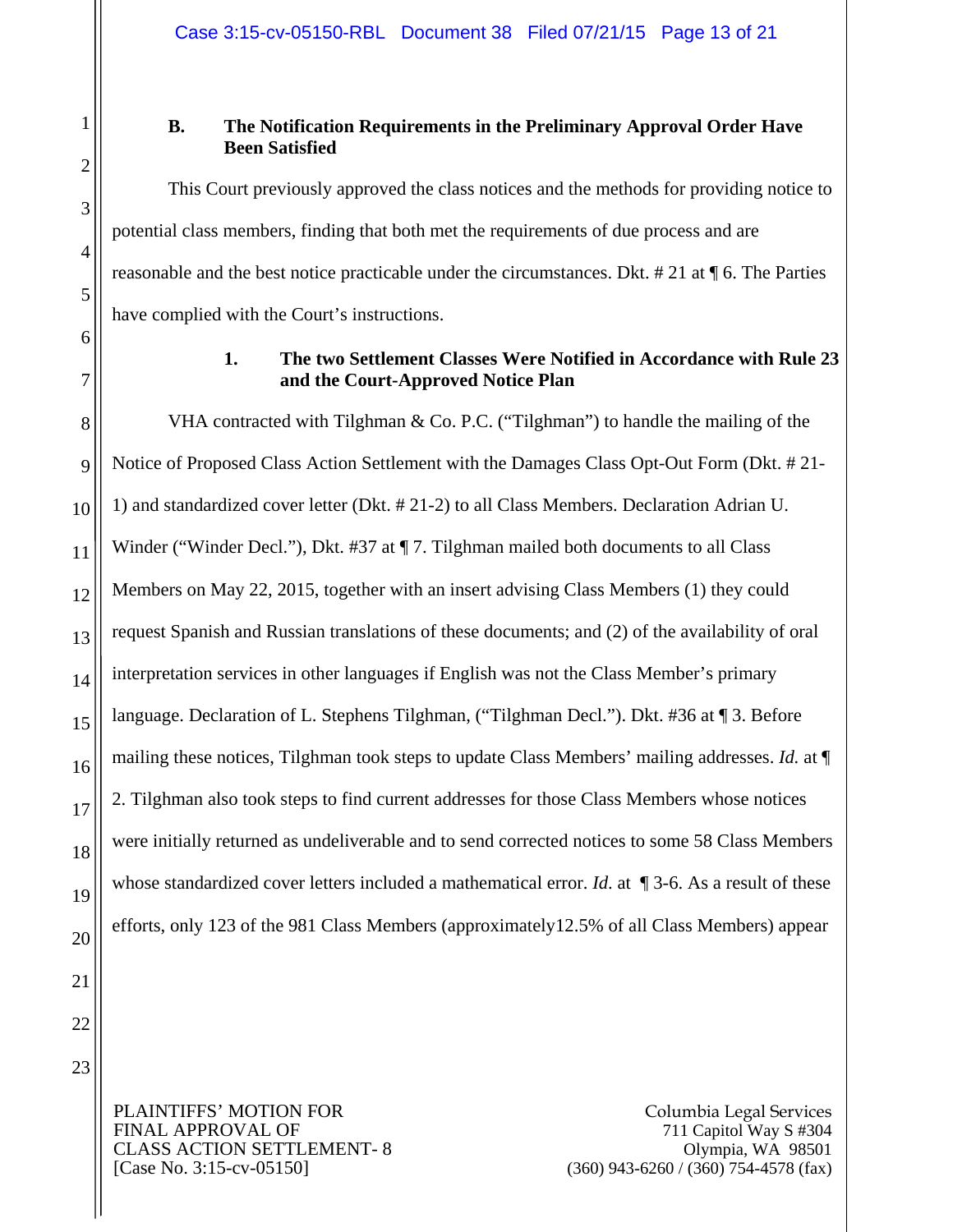### B. The Notification Requirements in the Preliminary Approval Order Have Been Satisfied

This Court previously approved the class notices and the methods for providing notice to potential class members, finding that both met the requirements of due process and are reasonable and the best notice practicable under the circumstances. Dkt. # 21 at ¶ 6. The Parties have complied with the Court's instructions.

#### 1. The two Settlement Classes Were Notified in Accordance with Rule 23 and the Court-Approved Notice Plan

VHA contracted with Tilghman & Co. P.C. ("Tilghman") to handle the mailing of the Notice of Proposed Class Action Settlement with the Damages Class Opt-Out Form (Dkt. # 21-1) and standardized cover letter (Dkt. # 21-2) to all Class Members. Declaration Adrian U. Winder ("Winder Decl."), Dkt. #37 at ¶ 7. Tilghman mailed both documents to all Class Members on May 22, 2015, together with an insert advising Class Members (1) they could request Spanish and Russian translations of these documents; and (2) of the availability of oral interpretation services in other languages if English was not the Class Member's primary language. Declaration of L. Stephens Tilghman, ("Tilghman Decl."). Dkt. #36 at ¶ 3. Before mailing these notices, Tilghman took steps to update Class Members' mailing addresses. *Id.* at ¶ 2. Tilghman also took steps to find current addresses for those Class Members whose notices were initially returned as undeliverable and to send corrected notices to some 58 Class Members whose standardized cover letters included a mathematical error. *Id.* at ¶ 3-6. As a result of these efforts, only 123 of the 981 Class Members (approximately12.5% of all Class Members) appear

PLAINTIFFS' MOTION FOR FINAL APPROVAL OF CLASS ACTION SETTLEMENT- 8
[Case No. 3:15-cv-05150]

Columbia Legal Services
711 Capitol Way S #304
Olympia, WA 98501
(360) 943-6260 / (360) 754-4578 (fax)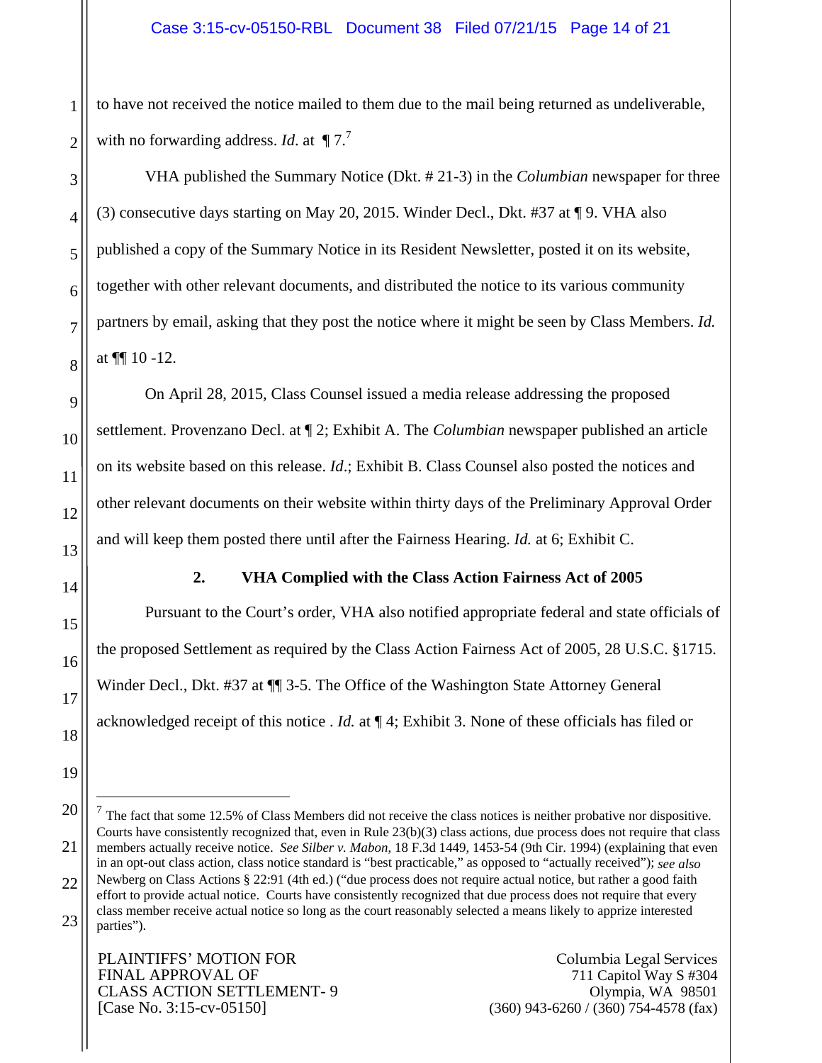to have not received the notice mailed to them due to the mail being returned as undeliverable, with no forwarding address. *Id*. at ¶ 7.[7]

VHA published the Summary Notice (Dkt. # 21-3) in the *Columbian* newspaper for three (3) consecutive days starting on May 20, 2015. Winder Decl., Dkt. #37 at ¶ 9. VHA also published a copy of the Summary Notice in its Resident Newsletter, posted it on its website, together with other relevant documents, and distributed the notice to its various community partners by email, asking that they post the notice where it might be seen by Class Members. *Id.* at ¶¶ 10 -12.

On April 28, 2015, Class Counsel issued a media release addressing the proposed settlement. Provenzano Decl. at ¶ 2; Exhibit A. The *Columbian* newspaper published an article on its website based on this release. *Id*.; Exhibit B. Class Counsel also posted the notices and other relevant documents on their website within thirty days of the Preliminary Approval Order and will keep them posted there until after the Fairness Hearing. *Id.* at 6; Exhibit C.

### 2. VHA Complied with the Class Action Fairness Act of 2005

Pursuant to the Court's order, VHA also notified appropriate federal and state officials of the proposed Settlement as required by the Class Action Fairness Act of 2005, 28 U.S.C. §1715. Winder Decl., Dkt. #37 at ¶¶ 3-5. The Office of the Washington State Attorney General acknowledged receipt of this notice . *Id.* at ¶ 4; Exhibit 3. None of these officials has filed or

---

[7] The fact that some 12.5% of Class Members did not receive the class notices is neither probative nor dispositive. Courts have consistently recognized that, even in Rule 23(b)(3) class actions, due process does not require that class members actually receive notice. *See Silber v. Mabon*, 18 F.3d 1449, 1453-54 (9th Cir. 1994) (explaining that even in an opt-out class action, class notice standard is "best practicable," as opposed to "actually received"); *see also* Newberg on Class Actions § 22:91 (4th ed.) ("due process does not require actual notice, but rather a good faith effort to provide actual notice. Courts have consistently recognized that due process does not require that every class member receive actual notice so long as the court reasonably selected a means likely to apprize interested parties").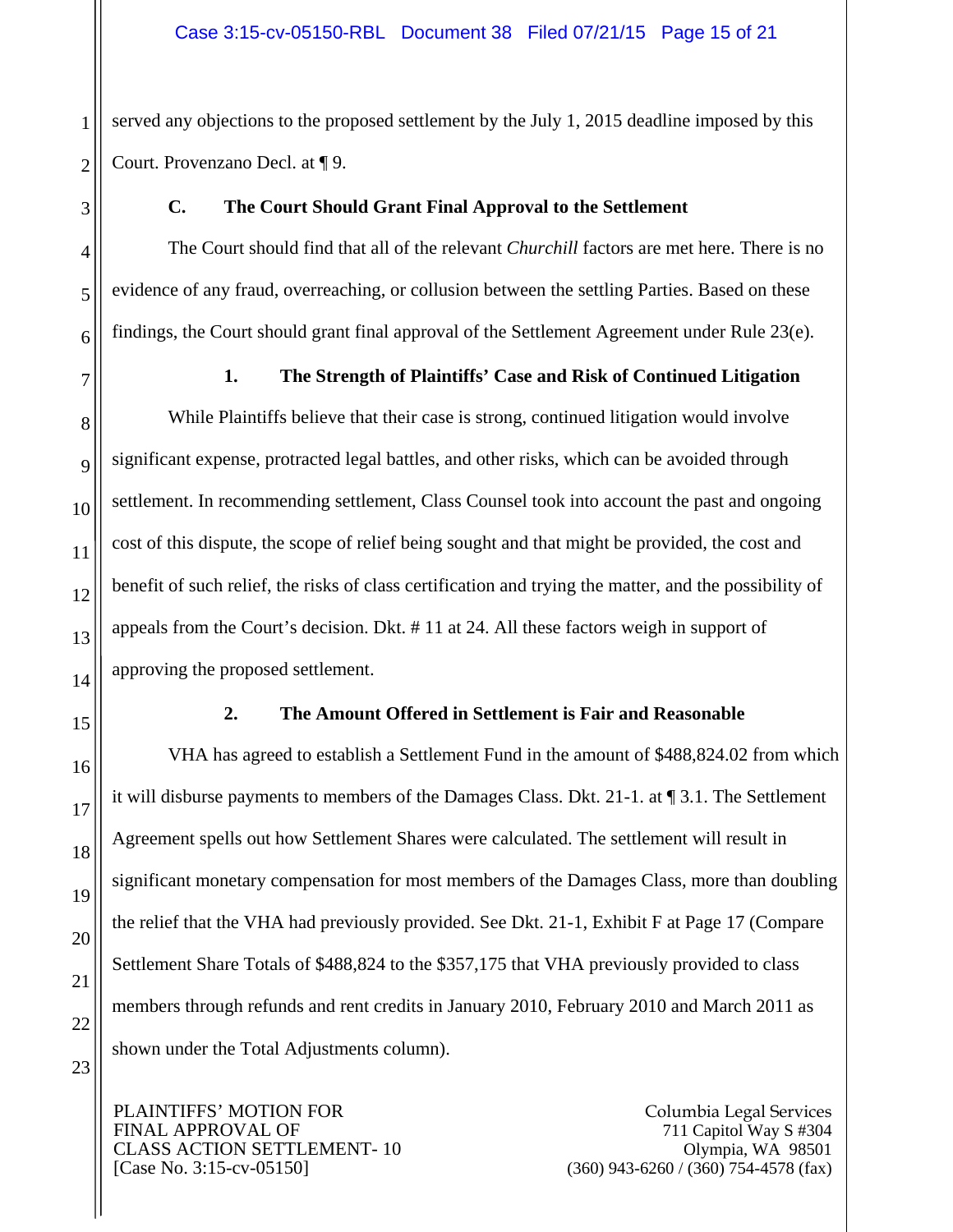served any objections to the proposed settlement by the July 1, 2015 deadline imposed by this Court. Provenzano Decl. at ¶ 9.

### C. The Court Should Grant Final Approval to the Settlement

The Court should find that all of the relevant *Churchill* factors are met here. There is no evidence of any fraud, overreaching, or collusion between the settling Parties. Based on these findings, the Court should grant final approval of the Settlement Agreement under Rule 23(e).

#### 1. The Strength of Plaintiffs' Case and Risk of Continued Litigation

While Plaintiffs believe that their case is strong, continued litigation would involve significant expense, protracted legal battles, and other risks, which can be avoided through settlement. In recommending settlement, Class Counsel took into account the past and ongoing cost of this dispute, the scope of relief being sought and that might be provided, the cost and benefit of such relief, the risks of class certification and trying the matter, and the possibility of appeals from the Court's decision. Dkt. # 11 at 24. All these factors weigh in support of approving the proposed settlement.

#### 2. The Amount Offered in Settlement is Fair and Reasonable

VHA has agreed to establish a Settlement Fund in the amount of $488,824.02 from which it will disburse payments to members of the Damages Class. Dkt. 21-1. at ¶ 3.1. The Settlement Agreement spells out how Settlement Shares were calculated. The settlement will result in significant monetary compensation for most members of the Damages Class, more than doubling the relief that the VHA had previously provided. See Dkt. 21-1, Exhibit F at Page 17 (Compare Settlement Share Totals of $488,824 to the $357,175 that VHA previously provided to class members through refunds and rent credits in January 2010, February 2010 and March 2011 as shown under the Total Adjustments column).

PLAINTIFFS' MOTION FOR FINAL APPROVAL OF CLASS ACTION SETTLEMENT- 10
[Case No. 3:15-cv-05150]

Columbia Legal Services
711 Capitol Way S #304
Olympia, WA 98501
(360) 943-6260 / (360) 754-4578 (fax)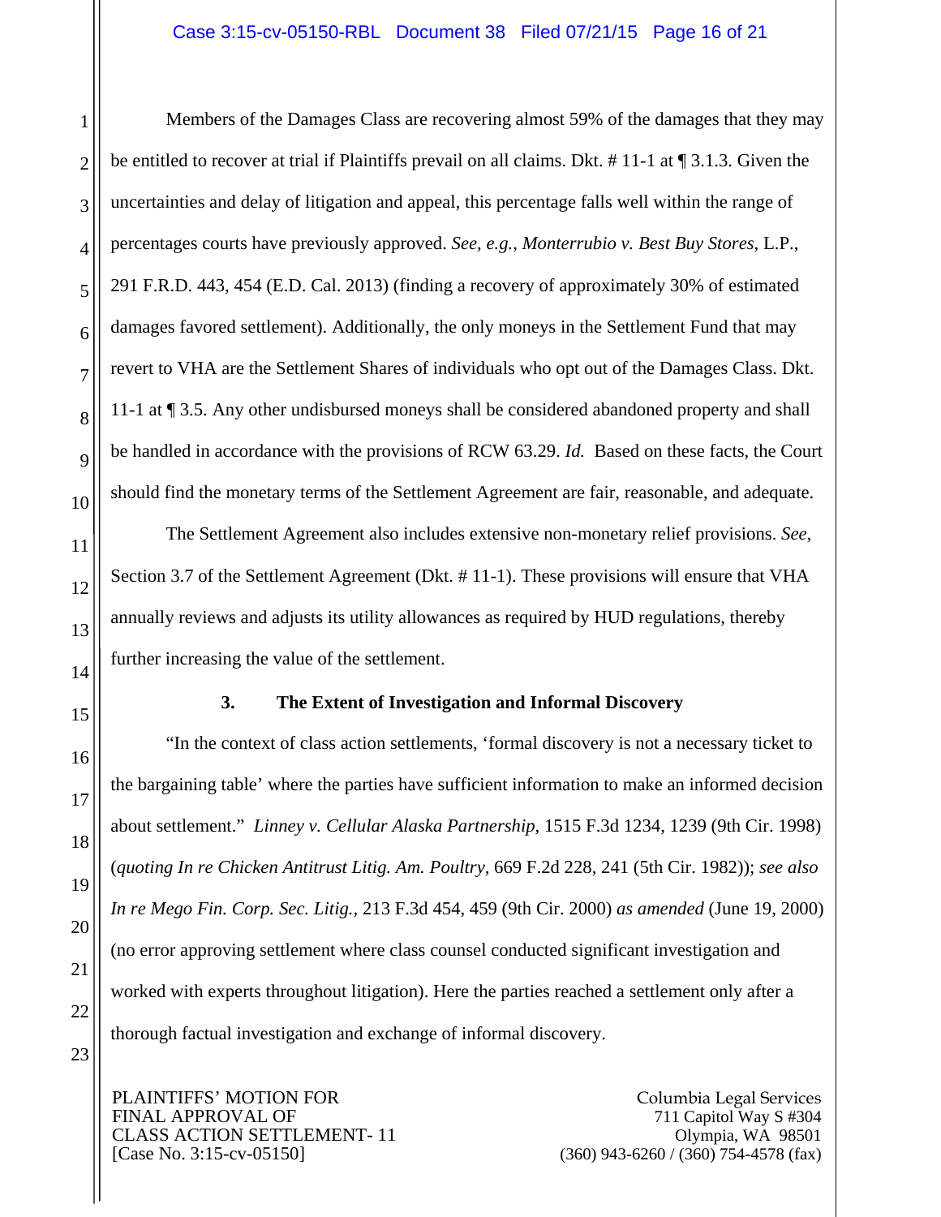Members of the Damages Class are recovering almost 59% of the damages that they may be entitled to recover at trial if Plaintiffs prevail on all claims. Dkt. # 11-1 at ¶ 3.1.3. Given the uncertainties and delay of litigation and appeal, this percentage falls well within the range of percentages courts have previously approved. *See, e.g.*, *Monterrubio v. Best Buy Stores*, L.P., 291 F.R.D. 443, 454 (E.D. Cal. 2013) (finding a recovery of approximately 30% of estimated damages favored settlement). Additionally, the only moneys in the Settlement Fund that may revert to VHA are the Settlement Shares of individuals who opt out of the Damages Class. Dkt. 11-1 at ¶ 3.5. Any other undisbursed moneys shall be considered abandoned property and shall be handled in accordance with the provisions of RCW 63.29. *Id.* Based on these facts, the Court should find the monetary terms of the Settlement Agreement are fair, reasonable, and adequate.

The Settlement Agreement also includes extensive non-monetary relief provisions. *See*, Section 3.7 of the Settlement Agreement (Dkt. # 11-1). These provisions will ensure that VHA annually reviews and adjusts its utility allowances as required by HUD regulations, thereby further increasing the value of the settlement.

**3. The Extent of Investigation and Informal Discovery**

"In the context of class action settlements, 'formal discovery is not a necessary ticket to the bargaining table' where the parties have sufficient information to make an informed decision about settlement." *Linney v. Cellular Alaska Partnership*, 1515 F.3d 1234, 1239 (9th Cir. 1998) (*quoting In re Chicken Antitrust Litig. Am. Poultry*, 669 F.2d 228, 241 (5th Cir. 1982)); *see also In re Mego Fin. Corp. Sec. Litig.*, 213 F.3d 454, 459 (9th Cir. 2000) *as amended* (June 19, 2000) (no error approving settlement where class counsel conducted significant investigation and worked with experts throughout litigation). Here the parties reached a settlement only after a thorough factual investigation and exchange of informal discovery.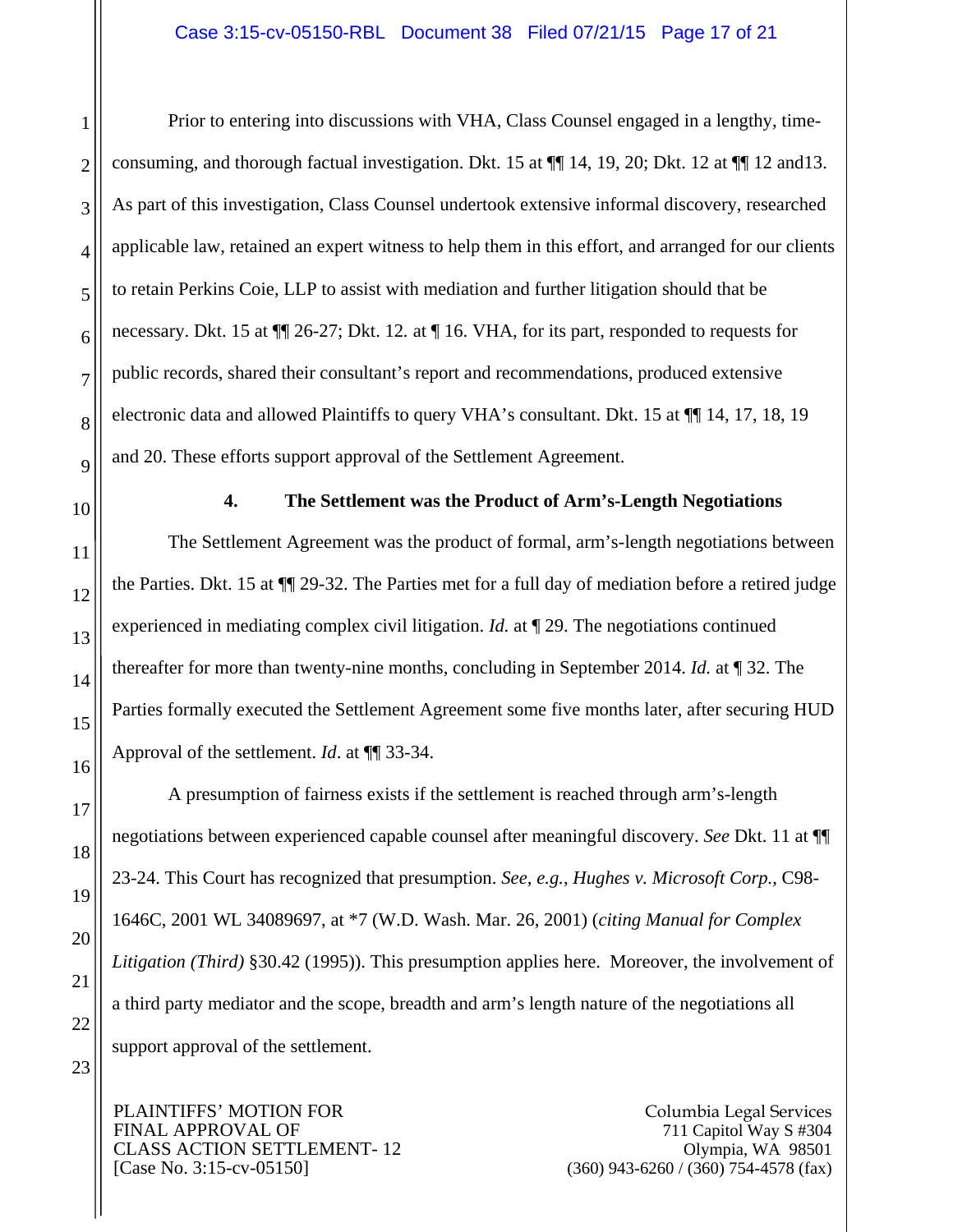Prior to entering into discussions with VHA, Class Counsel engaged in a lengthy, time-consuming, and thorough factual investigation. Dkt. 15 at ¶¶ 14, 19, 20; Dkt. 12 at ¶¶ 12 and13. As part of this investigation, Class Counsel undertook extensive informal discovery, researched applicable law, retained an expert witness to help them in this effort, and arranged for our clients to retain Perkins Coie, LLP to assist with mediation and further litigation should that be necessary. Dkt. 15 at ¶¶ 26-27; Dkt. 12. at ¶ 16. VHA, for its part, responded to requests for public records, shared their consultant's report and recommendations, produced extensive electronic data and allowed Plaintiffs to query VHA's consultant. Dkt. 15 at ¶¶ 14, 17, 18, 19 and 20. These efforts support approval of the Settlement Agreement.

**4. The Settlement was the Product of Arm's-Length Negotiations**

The Settlement Agreement was the product of formal, arm's-length negotiations between the Parties. Dkt. 15 at ¶¶ 29-32. The Parties met for a full day of mediation before a retired judge experienced in mediating complex civil litigation. *Id.* at ¶ 29. The negotiations continued thereafter for more than twenty-nine months, concluding in September 2014. *Id.* at ¶ 32. The Parties formally executed the Settlement Agreement some five months later, after securing HUD Approval of the settlement. *Id*. at ¶¶ 33-34.

A presumption of fairness exists if the settlement is reached through arm's-length negotiations between experienced capable counsel after meaningful discovery. *See* Dkt. 11 at ¶¶ 23-24. This Court has recognized that presumption. *See, e.g.*, *Hughes v. Microsoft Corp.*, C98-1646C, 2001 WL 34089697, at *7 (W.D. Wash. Mar. 26, 2001) (*citing Manual for Complex Litigation (Third)* §30.42 (1995)). This presumption applies here. Moreover, the involvement of a third party mediator and the scope, breadth and arm's length nature of the negotiations all support approval of the settlement.

PLAINTIFFS' MOTION FOR FINAL APPROVAL OF CLASS ACTION SETTLEMENT- 12
[Case No. 3:15-cv-05150]

Columbia Legal Services
711 Capitol Way S #304
Olympia, WA 98501
(360) 943-6260 / (360) 754-4578 (fax)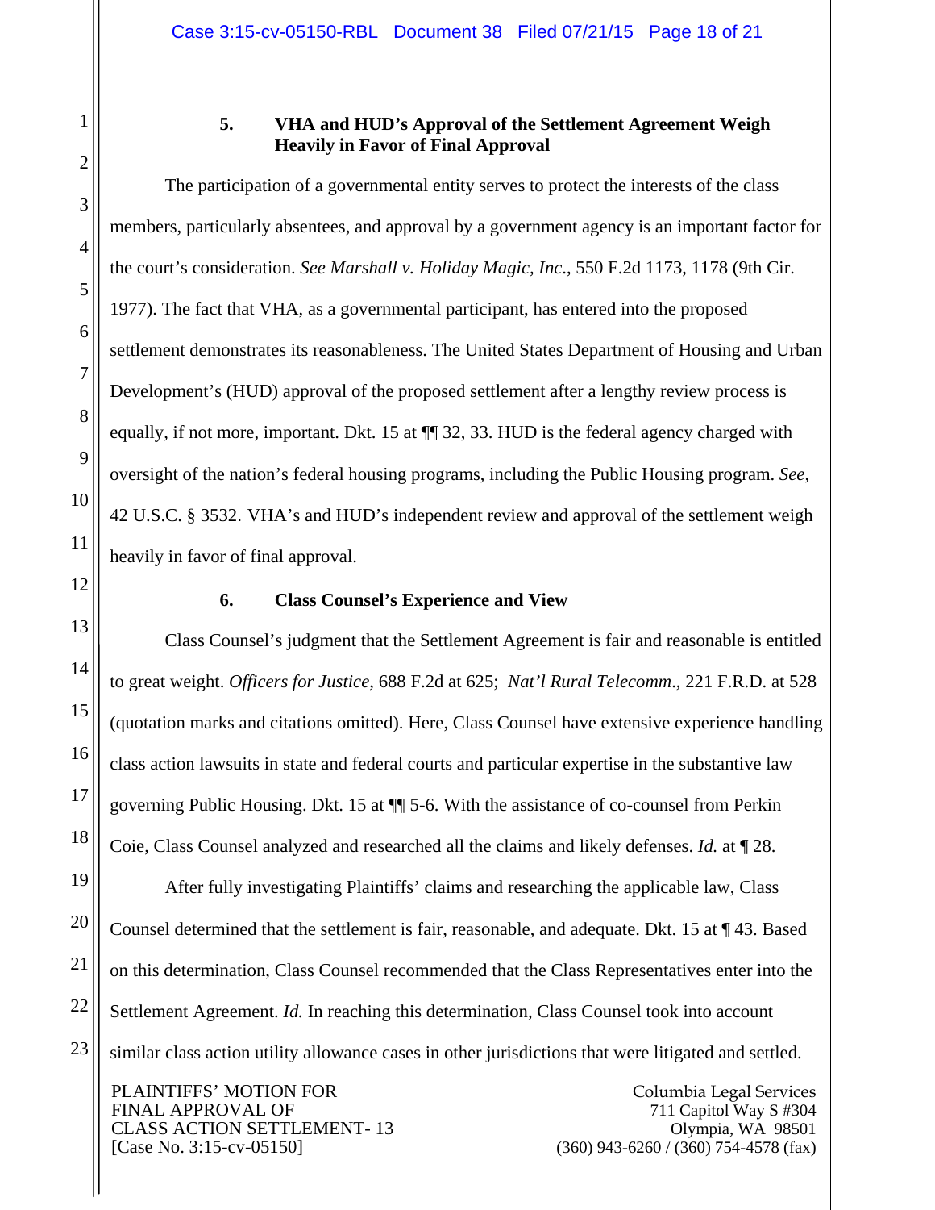### 5. VHA and HUD's Approval of the Settlement Agreement Weigh Heavily in Favor of Final Approval

The participation of a governmental entity serves to protect the interests of the class members, particularly absentees, and approval by a government agency is an important factor for the court's consideration. *See Marshall v. Holiday Magic, Inc*., 550 F.2d 1173, 1178 (9th Cir. 1977). The fact that VHA, as a governmental participant, has entered into the proposed settlement demonstrates its reasonableness. The United States Department of Housing and Urban Development's (HUD) approval of the proposed settlement after a lengthy review process is equally, if not more, important. Dkt. 15 at ¶¶ 32, 33. HUD is the federal agency charged with oversight of the nation's federal housing programs, including the Public Housing program. *See*, 42 U.S.C. § 3532. VHA's and HUD's independent review and approval of the settlement weigh heavily in favor of final approval.

### 6. Class Counsel's Experience and View

Class Counsel's judgment that the Settlement Agreement is fair and reasonable is entitled to great weight. *Officers for Justice*, 688 F.2d at 625; *Nat'l Rural Telecomm*., 221 F.R.D. at 528 (quotation marks and citations omitted). Here, Class Counsel have extensive experience handling class action lawsuits in state and federal courts and particular expertise in the substantive law governing Public Housing. Dkt. 15 at ¶¶ 5-6. With the assistance of co-counsel from Perkin Coie, Class Counsel analyzed and researched all the claims and likely defenses. *Id.* at ¶ 28.

After fully investigating Plaintiffs' claims and researching the applicable law, Class Counsel determined that the settlement is fair, reasonable, and adequate. Dkt. 15 at ¶ 43. Based on this determination, Class Counsel recommended that the Class Representatives enter into the Settlement Agreement. *Id.* In reaching this determination, Class Counsel took into account similar class action utility allowance cases in other jurisdictions that were litigated and settled.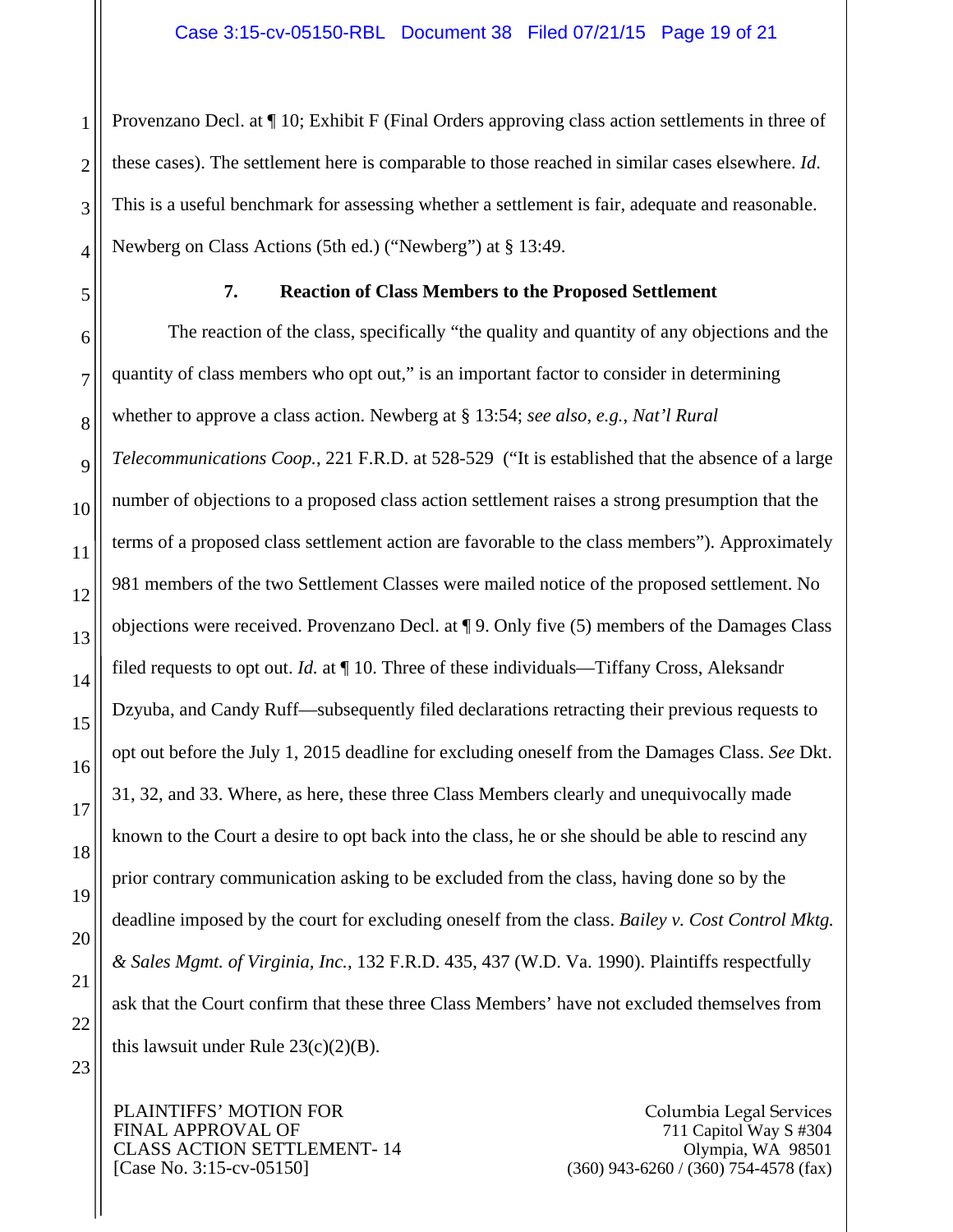Provenzano Decl. at ¶ 10; Exhibit F (Final Orders approving class action settlements in three of these cases). The settlement here is comparable to those reached in similar cases elsewhere. *Id.* This is a useful benchmark for assessing whether a settlement is fair, adequate and reasonable. Newberg on Class Actions (5th ed.) ("Newberg") at § 13:49.

**7. Reaction of Class Members to the Proposed Settlement**

The reaction of the class, specifically "the quality and quantity of any objections and the quantity of class members who opt out," is an important factor to consider in determining whether to approve a class action. Newberg at § 13:54; *see also, e.g.*, *Nat'l Rural Telecommunications Coop.*, 221 F.R.D. at 528-529 ("It is established that the absence of a large number of objections to a proposed class action settlement raises a strong presumption that the terms of a proposed class settlement action are favorable to the class members"). Approximately 981 members of the two Settlement Classes were mailed notice of the proposed settlement. No objections were received. Provenzano Decl. at ¶ 9. Only five (5) members of the Damages Class filed requests to opt out. *Id.* at ¶ 10. Three of these individuals—Tiffany Cross, Aleksandr Dzyuba, and Candy Ruff—subsequently filed declarations retracting their previous requests to opt out before the July 1, 2015 deadline for excluding oneself from the Damages Class. *See* Dkt. 31, 32, and 33. Where, as here, these three Class Members clearly and unequivocally made known to the Court a desire to opt back into the class, he or she should be able to rescind any prior contrary communication asking to be excluded from the class, having done so by the deadline imposed by the court for excluding oneself from the class. *Bailey v. Cost Control Mktg. & Sales Mgmt. of Virginia, Inc.*, 132 F.R.D. 435, 437 (W.D. Va. 1990). Plaintiffs respectfully ask that the Court confirm that these three Class Members' have not excluded themselves from this lawsuit under Rule 23(c)(2)(B).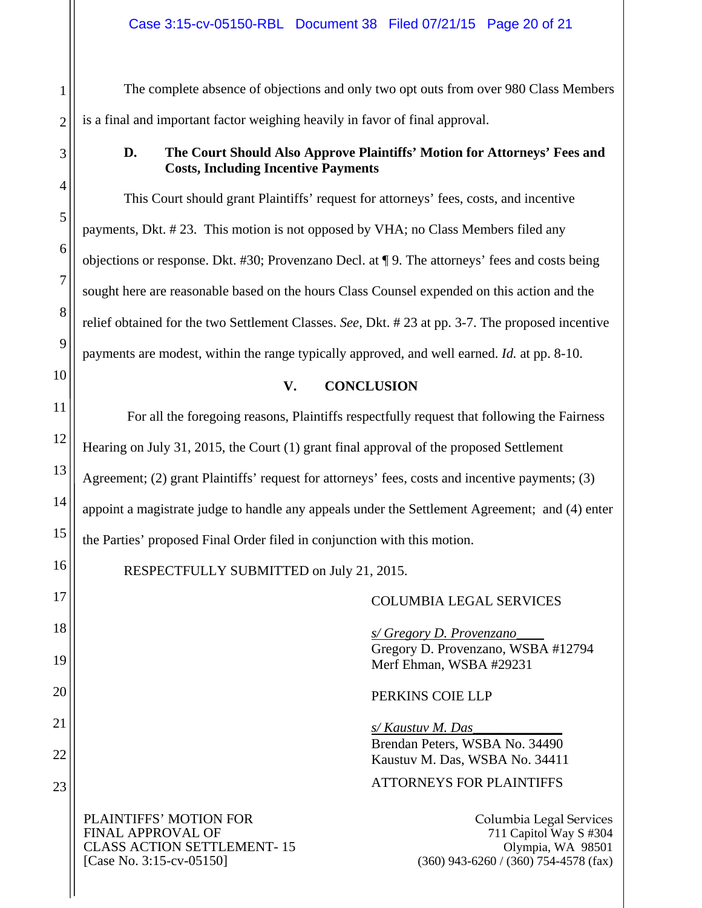The complete absence of objections and only two opt outs from over 980 Class Members is a final and important factor weighing heavily in favor of final approval.

### D. The Court Should Also Approve Plaintiffs' Motion for Attorneys' Fees and Costs, Including Incentive Payments

This Court should grant Plaintiffs' request for attorneys' fees, costs, and incentive payments, Dkt. # 23. This motion is not opposed by VHA; no Class Members filed any objections or response. Dkt. #30; Provenzano Decl. at ¶ 9. The attorneys' fees and costs being sought here are reasonable based on the hours Class Counsel expended on this action and the relief obtained for the two Settlement Classes. *See*, Dkt. # 23 at pp. 3-7. The proposed incentive payments are modest, within the range typically approved, and well earned. *Id.* at pp. 8-10.

## V. CONCLUSION

For all the foregoing reasons, Plaintiffs respectfully request that following the Fairness Hearing on July 31, 2015, the Court (1) grant final approval of the proposed Settlement Agreement; (2) grant Plaintiffs' request for attorneys' fees, costs and incentive payments; (3) appoint a magistrate judge to handle any appeals under the Settlement Agreement; and (4) enter the Parties' proposed Final Order filed in conjunction with this motion.

RESPECTFULLY SUBMITTED on July 21, 2015.

COLUMBIA LEGAL SERVICES

*s/ Gregory D. Provenzano*
Gregory D. Provenzano, WSBA #12794
Merf Ehman, WSBA #29231

PERKINS COIE LLP

*s/ Kaustuv M. Das*
Brendan Peters, WSBA No. 34490
Kaustuv M. Das, WSBA No. 34411

ATTORNEYS FOR PLAINTIFFS

PLAINTIFFS' MOTION FOR FINAL APPROVAL OF CLASS ACTION SETTLEMENT- 15
[Case No. 3:15-cv-05150]

Columbia Legal Services
711 Capitol Way S #304
Olympia, WA 98501
(360) 943-6260 / (360) 754-4578 (fax)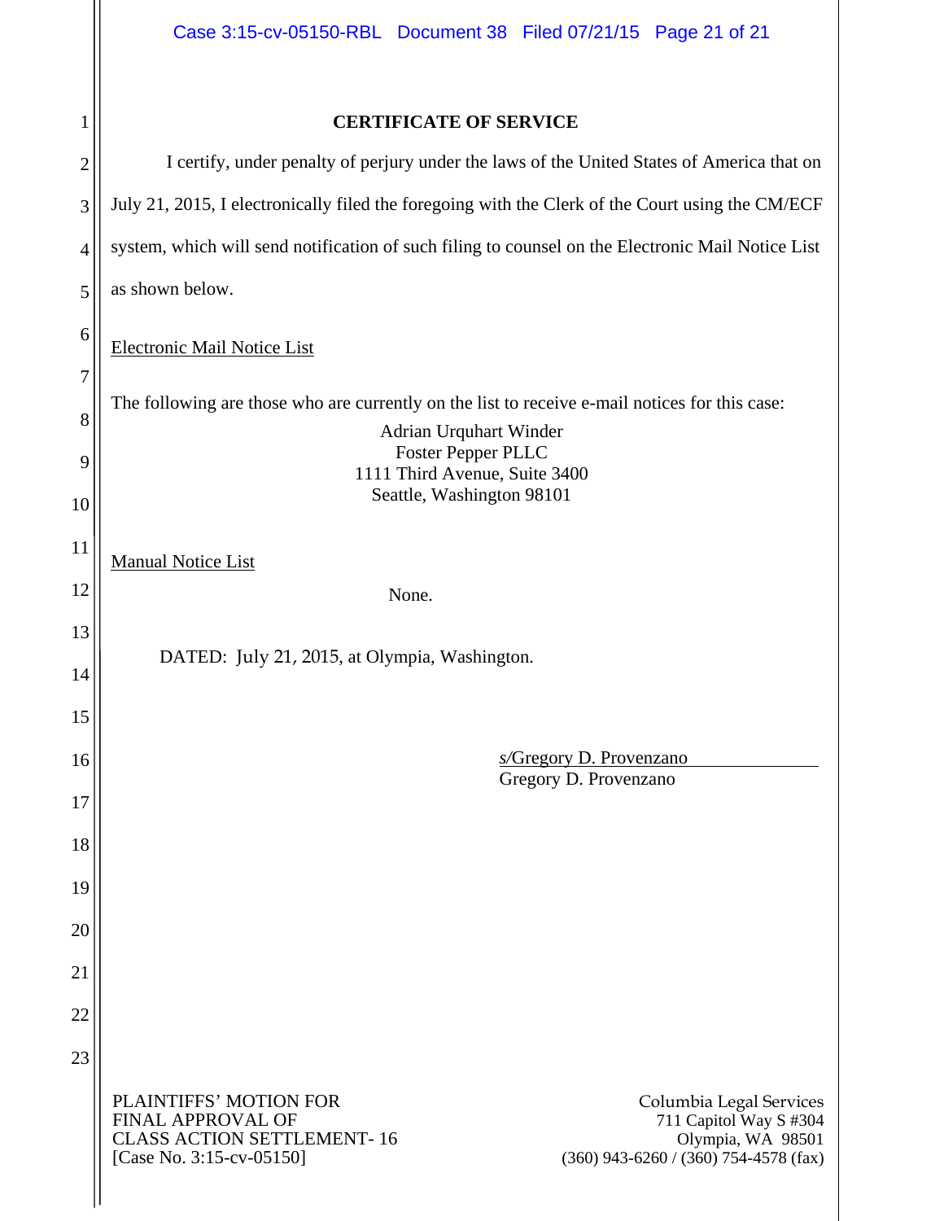## CERTIFICATE OF SERVICE

I certify, under penalty of perjury under the laws of the United States of America that on July 21, 2015, I electronically filed the foregoing with the Clerk of the Court using the CM/ECF system, which will send notification of such filing to counsel on the Electronic Mail Notice List as shown below.

<u>Electronic Mail Notice List</u>

The following are those who are currently on the list to receive e-mail notices for this case:

Adrian Urquhart Winder
Foster Pepper PLLC
1111 Third Avenue, Suite 3400
Seattle, Washington 98101

<u>Manual Notice List</u>

None.

DATED: July 21, 2015, at Olympia, Washington.

s/Gregory D. Provenzano
Gregory D. Provenzano

PLAINTIFFS' MOTION FOR FINAL APPROVAL OF CLASS ACTION SETTLEMENT- 16
[Case No. 3:15-cv-05150]

Columbia Legal Services
711 Capitol Way S #304
Olympia, WA 98501
(360) 943-6260 / (360) 754-4578 (fax)